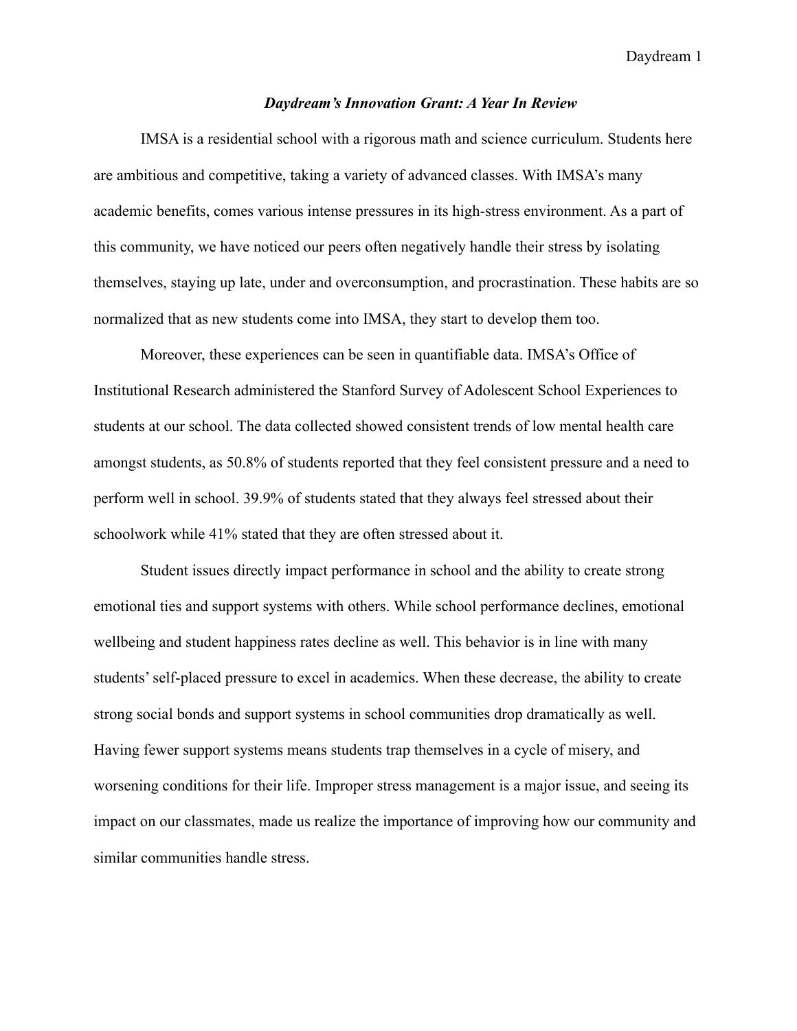# ***Daydream's Innovation Grant: A Year In Review***

IMSA is a residential school with a rigorous math and science curriculum. Students here are ambitious and competitive, taking a variety of advanced classes. With IMSA's many academic benefits, comes various intense pressures in its high-stress environment. As a part of this community, we have noticed our peers often negatively handle their stress by isolating themselves, staying up late, under and overconsumption, and procrastination. These habits are so normalized that as new students come into IMSA, they start to develop them too.

Moreover, these experiences can be seen in quantifiable data. IMSA's Office of Institutional Research administered the Stanford Survey of Adolescent School Experiences to students at our school. The data collected showed consistent trends of low mental health care amongst students, as 50.8% of students reported that they feel consistent pressure and a need to perform well in school. 39.9% of students stated that they always feel stressed about their schoolwork while 41% stated that they are often stressed about it.

Student issues directly impact performance in school and the ability to create strong emotional ties and support systems with others. While school performance declines, emotional wellbeing and student happiness rates decline as well. This behavior is in line with many students' self-placed pressure to excel in academics. When these decrease, the ability to create strong social bonds and support systems in school communities drop dramatically as well. Having fewer support systems means students trap themselves in a cycle of misery, and worsening conditions for their life. Improper stress management is a major issue, and seeing its impact on our classmates, made us realize the importance of improving how our community and similar communities handle stress.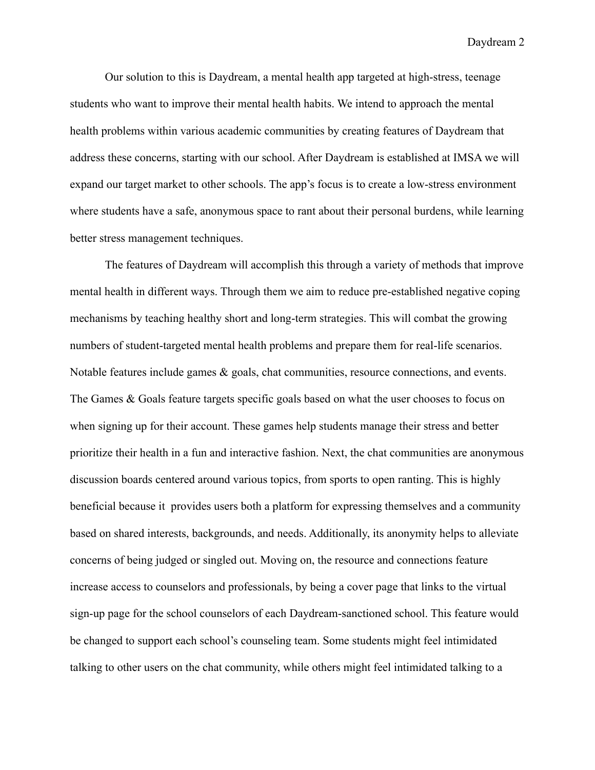Our solution to this is Daydream, a mental health app targeted at high-stress, teenage students who want to improve their mental health habits. We intend to approach the mental health problems within various academic communities by creating features of Daydream that address these concerns, starting with our school. After Daydream is established at IMSA we will expand our target market to other schools. The app's focus is to create a low-stress environment where students have a safe, anonymous space to rant about their personal burdens, while learning better stress management techniques.

The features of Daydream will accomplish this through a variety of methods that improve mental health in different ways. Through them we aim to reduce pre-established negative coping mechanisms by teaching healthy short and long-term strategies. This will combat the growing numbers of student-targeted mental health problems and prepare them for real-life scenarios. Notable features include games & goals, chat communities, resource connections, and events. The Games & Goals feature targets specific goals based on what the user chooses to focus on when signing up for their account. These games help students manage their stress and better prioritize their health in a fun and interactive fashion. Next, the chat communities are anonymous discussion boards centered around various topics, from sports to open ranting. This is highly beneficial because it provides users both a platform for expressing themselves and a community based on shared interests, backgrounds, and needs. Additionally, its anonymity helps to alleviate concerns of being judged or singled out. Moving on, the resource and connections feature increase access to counselors and professionals, by being a cover page that links to the virtual sign-up page for the school counselors of each Daydream-sanctioned school. This feature would be changed to support each school's counseling team. Some students might feel intimidated talking to other users on the chat community, while others might feel intimidated talking to a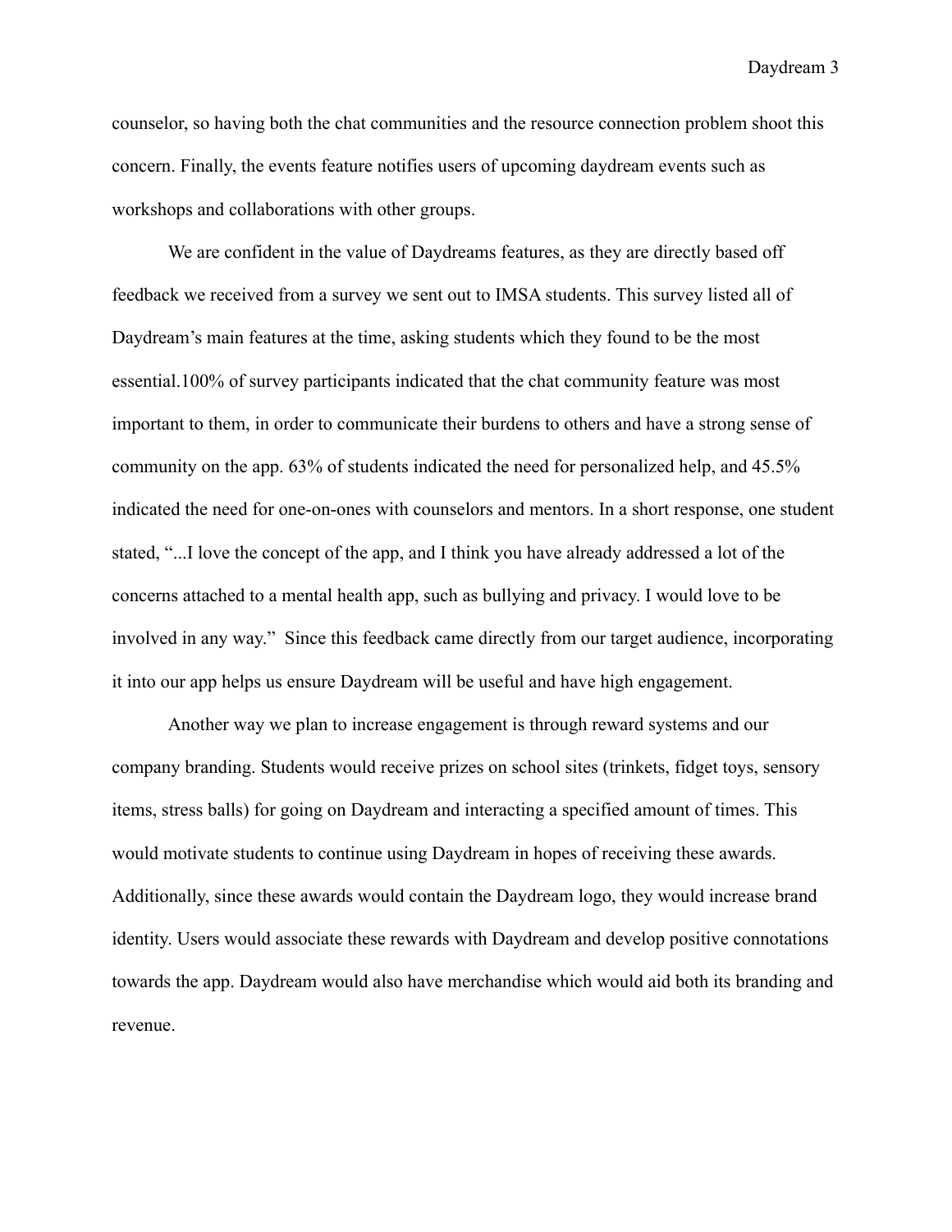counselor, so having both the chat communities and the resource connection problem shoot this concern. Finally, the events feature notifies users of upcoming daydream events such as workshops and collaborations with other groups.

We are confident in the value of Daydreams features, as they are directly based off feedback we received from a survey we sent out to IMSA students. This survey listed all of Daydream's main features at the time, asking students which they found to be the most essential.100% of survey participants indicated that the chat community feature was most important to them, in order to communicate their burdens to others and have a strong sense of community on the app. 63% of students indicated the need for personalized help, and 45.5% indicated the need for one-on-ones with counselors and mentors. In a short response, one student stated, "...I love the concept of the app, and I think you have already addressed a lot of the concerns attached to a mental health app, such as bullying and privacy. I would love to be involved in any way." Since this feedback came directly from our target audience, incorporating it into our app helps us ensure Daydream will be useful and have high engagement.

Another way we plan to increase engagement is through reward systems and our company branding. Students would receive prizes on school sites (trinkets, fidget toys, sensory items, stress balls) for going on Daydream and interacting a specified amount of times. This would motivate students to continue using Daydream in hopes of receiving these awards. Additionally, since these awards would contain the Daydream logo, they would increase brand identity. Users would associate these rewards with Daydream and develop positive connotations towards the app. Daydream would also have merchandise which would aid both its branding and revenue.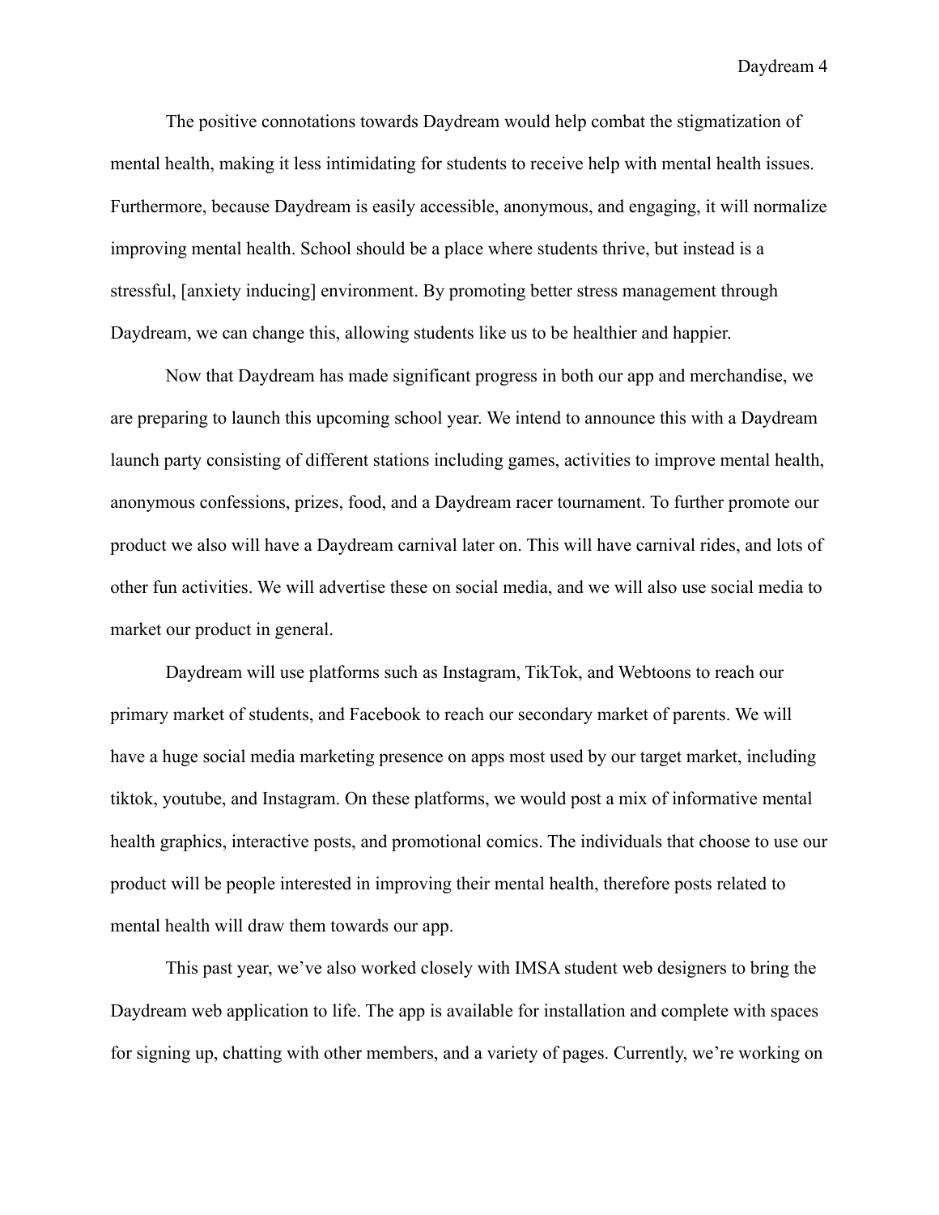The positive connotations towards Daydream would help combat the stigmatization of mental health, making it less intimidating for students to receive help with mental health issues. Furthermore, because Daydream is easily accessible, anonymous, and engaging, it will normalize improving mental health. School should be a place where students thrive, but instead is a stressful, [anxiety inducing] environment. By promoting better stress management through Daydream, we can change this, allowing students like us to be healthier and happier.

Now that Daydream has made significant progress in both our app and merchandise, we are preparing to launch this upcoming school year. We intend to announce this with a Daydream launch party consisting of different stations including games, activities to improve mental health, anonymous confessions, prizes, food, and a Daydream racer tournament. To further promote our product we also will have a Daydream carnival later on. This will have carnival rides, and lots of other fun activities. We will advertise these on social media, and we will also use social media to market our product in general.

Daydream will use platforms such as Instagram, TikTok, and Webtoons to reach our primary market of students, and Facebook to reach our secondary market of parents. We will have a huge social media marketing presence on apps most used by our target market, including tiktok, youtube, and Instagram. On these platforms, we would post a mix of informative mental health graphics, interactive posts, and promotional comics. The individuals that choose to use our product will be people interested in improving their mental health, therefore posts related to mental health will draw them towards our app.

This past year, we've also worked closely with IMSA student web designers to bring the Daydream web application to life. The app is available for installation and complete with spaces for signing up, chatting with other members, and a variety of pages. Currently, we're working on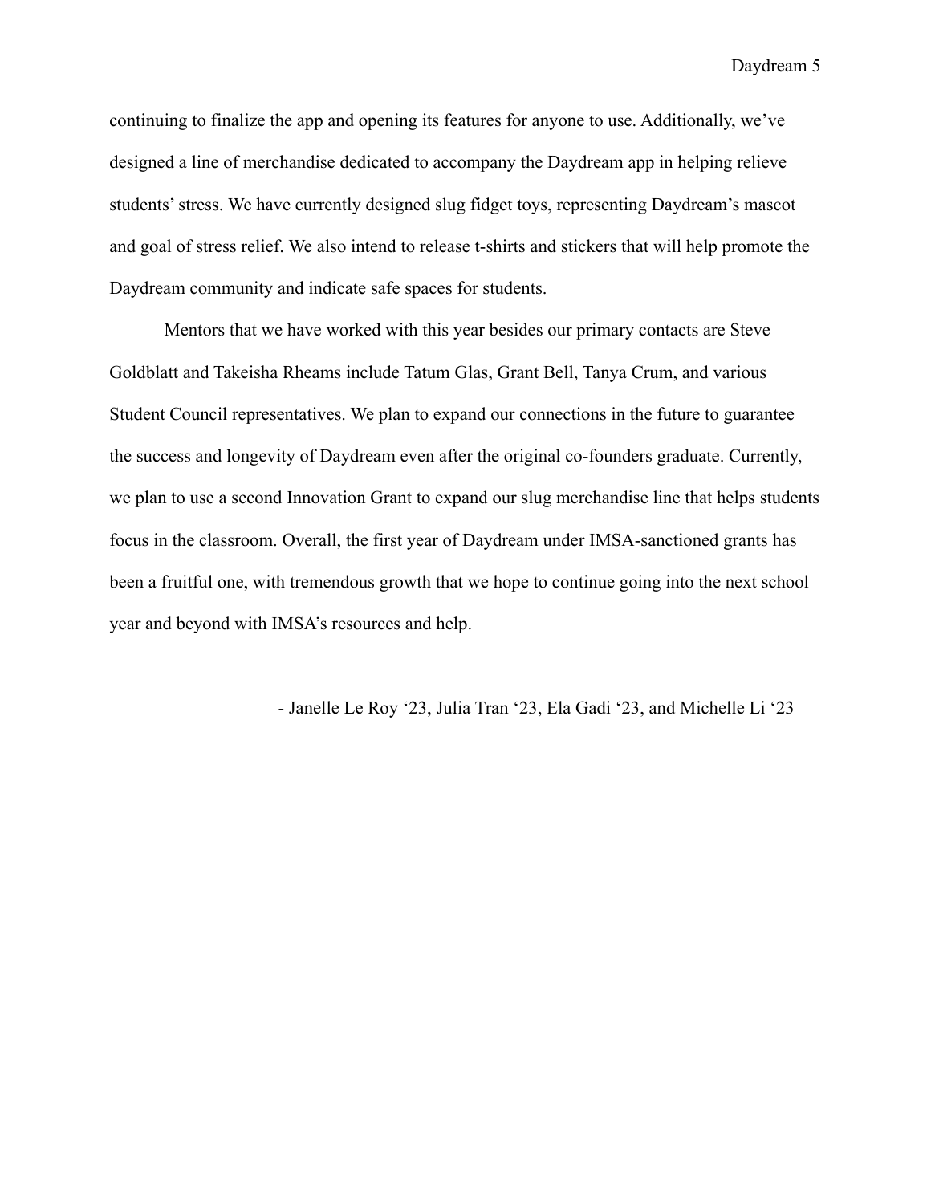continuing to finalize the app and opening its features for anyone to use. Additionally, we've designed a line of merchandise dedicated to accompany the Daydream app in helping relieve students' stress. We have currently designed slug fidget toys, representing Daydream's mascot and goal of stress relief. We also intend to release t-shirts and stickers that will help promote the Daydream community and indicate safe spaces for students.

Mentors that we have worked with this year besides our primary contacts are Steve Goldblatt and Takeisha Rheams include Tatum Glas, Grant Bell, Tanya Crum, and various Student Council representatives. We plan to expand our connections in the future to guarantee the success and longevity of Daydream even after the original co-founders graduate. Currently, we plan to use a second Innovation Grant to expand our slug merchandise line that helps students focus in the classroom. Overall, the first year of Daydream under IMSA-sanctioned grants has been a fruitful one, with tremendous growth that we hope to continue going into the next school year and beyond with IMSA's resources and help.

- Janelle Le Roy '23, Julia Tran '23, Ela Gadi '23, and Michelle Li '23